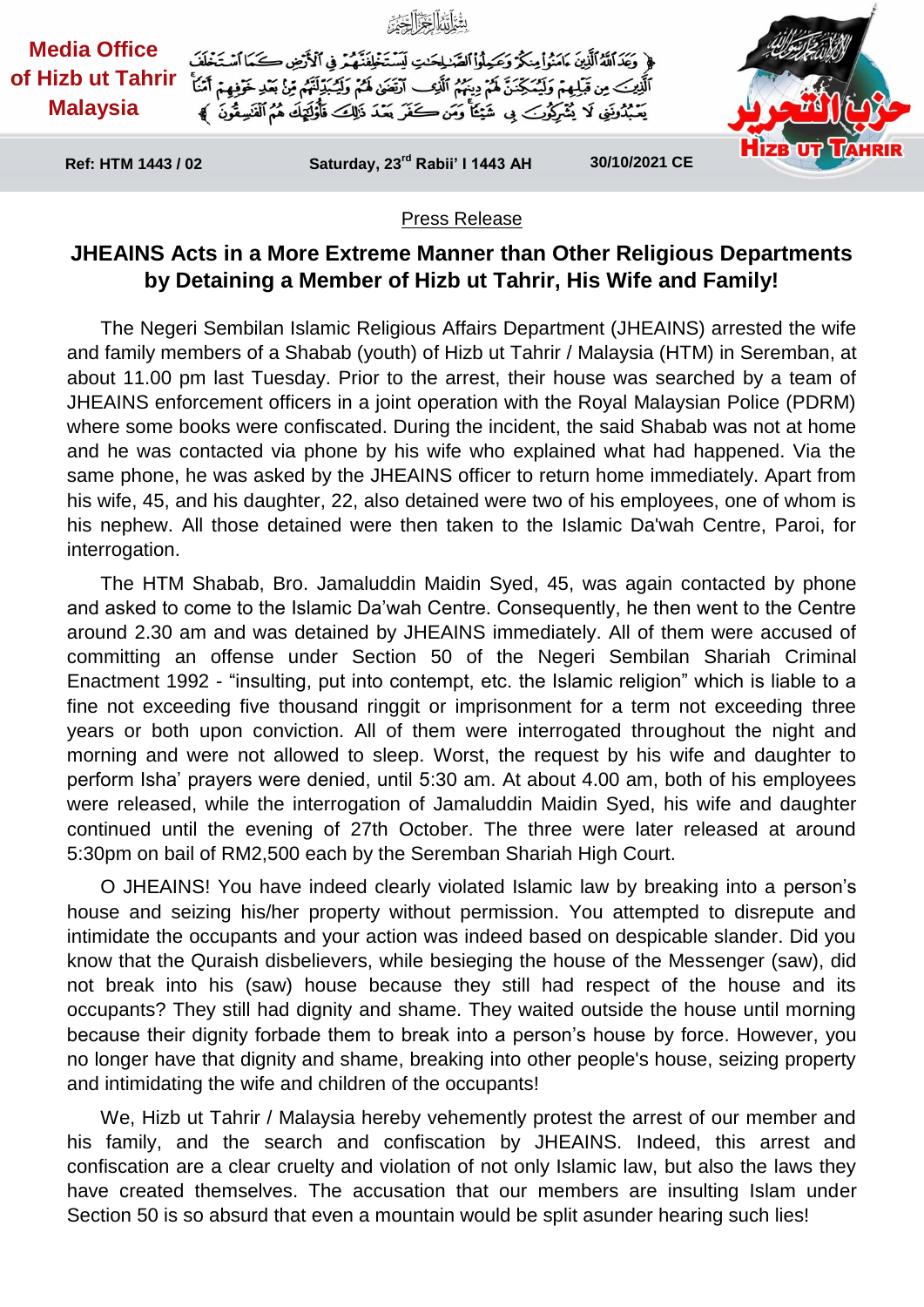Media Office of Hizb ut Tahrir Malaysia

بِسْمِ اللَّهِ الرَّحْمَٰنِ الرَّحِيمِ

﴿ وَعَدَ اللَّهُ الَّذِينَ آمَنُوا مِنكُمْ وَعَمِلُوا الصَّالِحَاتِ لَيَسْتَخْلِفَنَّهُمْ فِي الْأَرْضِ كَمَا اسْتَخْلَفَ الَّذِينَ مِن قَبْلِهِمْ وَلَيُمَكِّنَنَّ لَهُمْ دِينَهُمُ الَّذِي ارْتَضَىٰ لَهُمْ وَلَيُبَدِّلَنَّهُم مِّن بَعْدِ خَوْفِهِمْ أَمْنًا يَعْبُدُونَنِي لَا يُشْرِكُونَ بِي شَيْئًا وَمَن كَفَرَ بَعْدَ ذَٰلِكَ فَأُولَٰئِكَ هُمُ الْفَاسِقُونَ ﴾

Ref: HTM 1443 / 02 | Saturday, 23rd Rabii' I 1443 AH | 30/10/2021 CE

Press Release

# JHEAINS Acts in a More Extreme Manner than Other Religious Departments by Detaining a Member of Hizb ut Tahrir, His Wife and Family!

The Negeri Sembilan Islamic Religious Affairs Department (JHEAINS) arrested the wife and family members of a Shabab (youth) of Hizb ut Tahrir / Malaysia (HTM) in Seremban, at about 11.00 pm last Tuesday. Prior to the arrest, their house was searched by a team of JHEAINS enforcement officers in a joint operation with the Royal Malaysian Police (PDRM) where some books were confiscated. During the incident, the said Shabab was not at home and he was contacted via phone by his wife who explained what had happened. Via the same phone, he was asked by the JHEAINS officer to return home immediately. Apart from his wife, 45, and his daughter, 22, also detained were two of his employees, one of whom is his nephew. All those detained were then taken to the Islamic Da'wah Centre, Paroi, for interrogation.

The HTM Shabab, Bro. Jamaluddin Maidin Syed, 45, was again contacted by phone and asked to come to the Islamic Da'wah Centre. Consequently, he then went to the Centre around 2.30 am and was detained by JHEAINS immediately. All of them were accused of committing an offense under Section 50 of the Negeri Sembilan Shariah Criminal Enactment 1992 - "insulting, put into contempt, etc. the Islamic religion" which is liable to a fine not exceeding five thousand ringgit or imprisonment for a term not exceeding three years or both upon conviction. All of them were interrogated throughout the night and morning and were not allowed to sleep. Worst, the request by his wife and daughter to perform Isha' prayers were denied, until 5:30 am. At about 4.00 am, both of his employees were released, while the interrogation of Jamaluddin Maidin Syed, his wife and daughter continued until the evening of 27th October. The three were later released at around 5:30pm on bail of RM2,500 each by the Seremban Shariah High Court.

O JHEAINS! You have indeed clearly violated Islamic law by breaking into a person's house and seizing his/her property without permission. You attempted to disrepute and intimidate the occupants and your action was indeed based on despicable slander. Did you know that the Quraish disbelievers, while besieging the house of the Messenger (saw), did not break into his (saw) house because they still had respect of the house and its occupants? They still had dignity and shame. They waited outside the house until morning because their dignity forbade them to break into a person's house by force. However, you no longer have that dignity and shame, breaking into other people's house, seizing property and intimidating the wife and children of the occupants!

We, Hizb ut Tahrir / Malaysia hereby vehemently protest the arrest of our member and his family, and the search and confiscation by JHEAINS. Indeed, this arrest and confiscation are a clear cruelty and violation of not only Islamic law, but also the laws they have created themselves. The accusation that our members are insulting Islam under Section 50 is so absurd that even a mountain would be split asunder hearing such lies!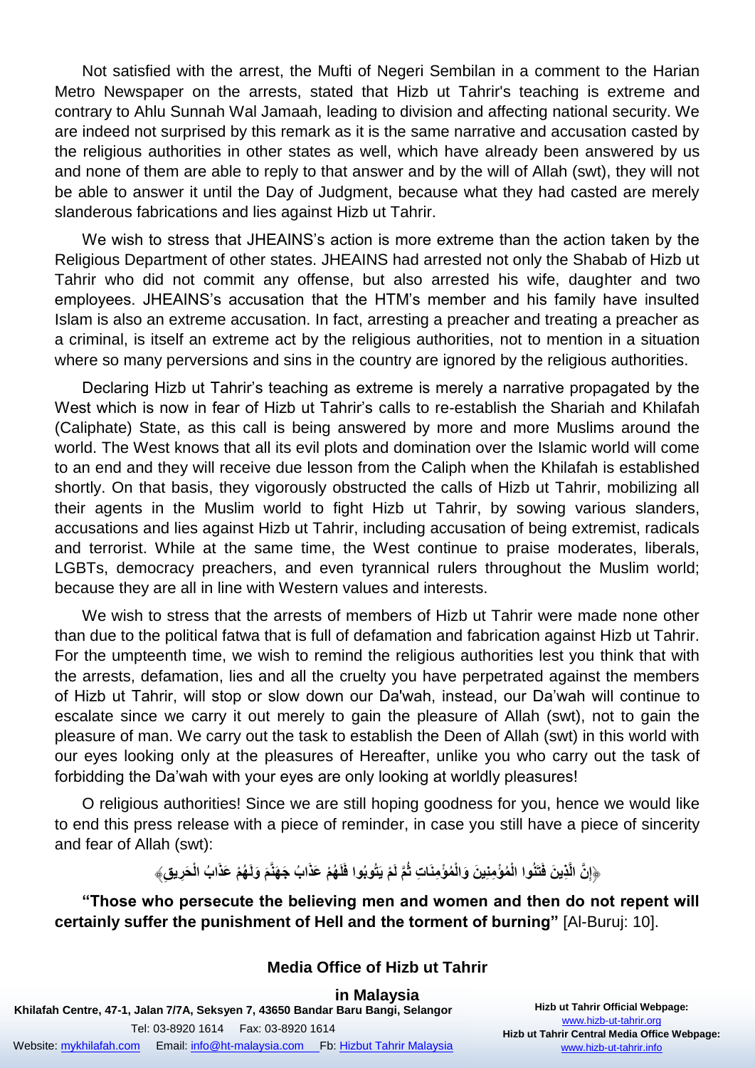Not satisfied with the arrest, the Mufti of Negeri Sembilan in a comment to the Harian Metro Newspaper on the arrests, stated that Hizb ut Tahrir's teaching is extreme and contrary to Ahlu Sunnah Wal Jamaah, leading to division and affecting national security. We are indeed not surprised by this remark as it is the same narrative and accusation casted by the religious authorities in other states as well, which have already been answered by us and none of them are able to reply to that answer and by the will of Allah (swt), they will not be able to answer it until the Day of Judgment, because what they had casted are merely slanderous fabrications and lies against Hizb ut Tahrir.

We wish to stress that JHEAINS's action is more extreme than the action taken by the Religious Department of other states. JHEAINS had arrested not only the Shabab of Hizb ut Tahrir who did not commit any offense, but also arrested his wife, daughter and two employees. JHEAINS's accusation that the HTM's member and his family have insulted Islam is also an extreme accusation. In fact, arresting a preacher and treating a preacher as a criminal, is itself an extreme act by the religious authorities, not to mention in a situation where so many perversions and sins in the country are ignored by the religious authorities.

Declaring Hizb ut Tahrir's teaching as extreme is merely a narrative propagated by the West which is now in fear of Hizb ut Tahrir's calls to re-establish the Shariah and Khilafah (Caliphate) State, as this call is being answered by more and more Muslims around the world. The West knows that all its evil plots and domination over the Islamic world will come to an end and they will receive due lesson from the Caliph when the Khilafah is established shortly. On that basis, they vigorously obstructed the calls of Hizb ut Tahrir, mobilizing all their agents in the Muslim world to fight Hizb ut Tahrir, by sowing various slanders, accusations and lies against Hizb ut Tahrir, including accusation of being extremist, radicals and terrorist. While at the same time, the West continue to praise moderates, liberals, LGBTs, democracy preachers, and even tyrannical rulers throughout the Muslim world; because they are all in line with Western values and interests.

We wish to stress that the arrests of members of Hizb ut Tahrir were made none other than due to the political fatwa that is full of defamation and fabrication against Hizb ut Tahrir. For the umpteenth time, we wish to remind the religious authorities lest you think that with the arrests, defamation, lies and all the cruelty you have perpetrated against the members of Hizb ut Tahrir, will stop or slow down our Da'wah, instead, our Da'wah will continue to escalate since we carry it out merely to gain the pleasure of Allah (swt), not to gain the pleasure of man. We carry out the task to establish the Deen of Allah (swt) in this world with our eyes looking only at the pleasures of Hereafter, unlike you who carry out the task of forbidding the Da'wah with your eyes are only looking at worldly pleasures!

O religious authorities! Since we are still hoping goodness for you, hence we would like to end this press release with a piece of reminder, in case you still have a piece of sincerity and fear of Allah (swt):

﴿إِنَّ الَّذِينَ فَتَنُوا الْمُؤْمِنِينَ وَالْمُؤْمِنَاتِ ثُمَّ لَمْ يَتُوبُوا فَلَهُمْ عَذَابُ جَهَنَّمَ وَلَهُمْ عَذَابُ الْحَرِيقِ﴾

**"Those who persecute the believing men and women and then do not repent will certainly suffer the punishment of Hell and the torment of burning"** [Al-Buruj: 10].

**Media Office of Hizb ut Tahrir**

**in Malaysia**

**Khilafah Centre, 47-1, Jalan 7/7A, Seksyen 7, 43650 Bandar Baru Bangi, Selangor**

Tel: 03-8920 1614 Fax: 03-8920 1614

Website: mykhilafah.com Email: info@ht-malaysia.com Fb: Hizbut Tahrir Malaysia

**Hizb ut Tahrir Official Webpage:**
www.hizb-ut-tahrir.org

**Hizb ut Tahrir Central Media Office Webpage:**
www.hizb-ut-tahrir.info